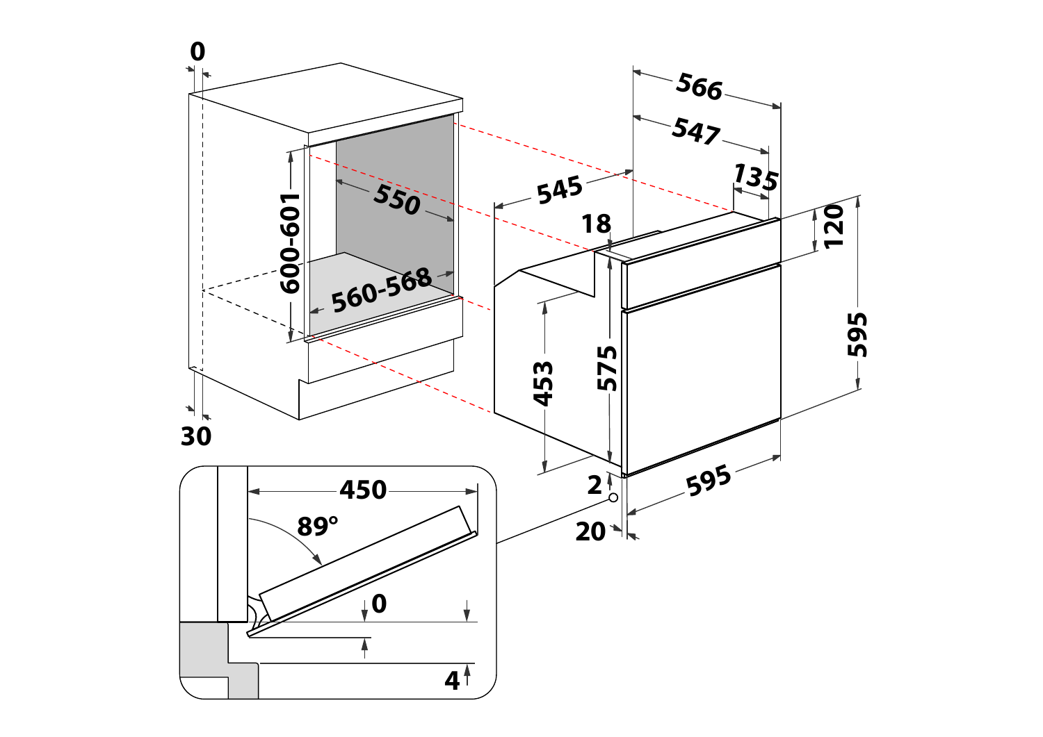0

600-601

550

560-568

30

545

566

547

135

18

120

453

575

595

2

595

20

450

89°

0

4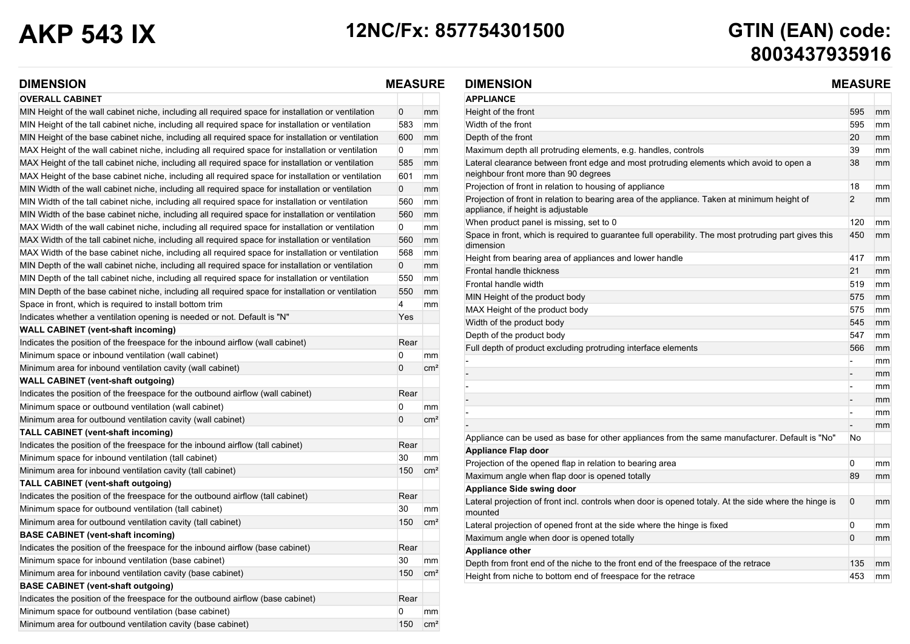# AKP 543 IX

**12NC/Fx: 857754301500**

**GTIN (EAN) code: 8003437935916**

| DIMENSION | MEASURE | |
|---|---|---|
| **OVERALL CABINET** | | |
| MIN Height of the wall cabinet niche, including all required space for installation or ventilation | 0 | mm |
| MIN Height of the tall cabinet niche, including all required space for installation or ventilation | 583 | mm |
| MIN Height of the base cabinet niche, including all required space for installation or ventilation | 600 | mm |
| MAX Height of the wall cabinet niche, including all required space for installation or ventilation | 0 | mm |
| MAX Height of the tall cabinet niche, including all required space for installation or ventilation | 585 | mm |
| MAX Height of the base cabinet niche, including all required space for installation or ventilation | 601 | mm |
| MIN Width of the wall cabinet niche, including all required space for installation or ventilation | 0 | mm |
| MIN Width of the tall cabinet niche, including all required space for installation or ventilation | 560 | mm |
| MIN Width of the base cabinet niche, including all required space for installation or ventilation | 560 | mm |
| MAX Width of the wall cabinet niche, including all required space for installation or ventilation | 0 | mm |
| MAX Width of the tall cabinet niche, including all required space for installation or ventilation | 560 | mm |
| MAX Width of the base cabinet niche, including all required space for installation or ventilation | 568 | mm |
| MIN Depth of the wall cabinet niche, including all required space for installation or ventilation | 0 | mm |
| MIN Depth of the tall cabinet niche, including all required space for installation or ventilation | 550 | mm |
| MIN Depth of the base cabinet niche, including all required space for installation or ventilation | 550 | mm |
| Space in front, which is required to install bottom trim | 4 | mm |
| Indicates whether a ventilation opening is needed or not. Default is "N" | Yes | |
| **WALL CABINET (vent-shaft incoming)** | | |
| Indicates the position of the freespace for the inbound airflow (wall cabinet) | Rear | |
| Minimum space or inbound ventilation (wall cabinet) | 0 | mm |
| Minimum area for inbound ventilation cavity (wall cabinet) | 0 | cm² |
| **WALL CABINET (vent-shaft outgoing)** | | |
| Indicates the position of the freespace for the outbound airflow (wall cabinet) | Rear | |
| Minimum space or outbound ventilation (wall cabinet) | 0 | mm |
| Minimum area for outbound ventilation cavity (wall cabinet) | 0 | cm² |
| **TALL CABINET (vent-shaft incoming)** | | |
| Indicates the position of the freespace for the inbound airflow (tall cabinet) | Rear | |
| Minimum space for inbound ventilation (tall cabinet) | 30 | mm |
| Minimum area for inbound ventilation cavity (tall cabinet) | 150 | cm² |
| **TALL CABINET (vent-shaft outgoing)** | | |
| Indicates the position of the freespace for the outbound airflow (tall cabinet) | Rear | |
| Minimum space for outbound ventilation (tall cabinet) | 30 | mm |
| Minimum area for outbound ventilation cavity (tall cabinet) | 150 | cm² |
| **BASE CABINET (vent-shaft incoming)** | | |
| Indicates the position of the freespace for the inbound airflow (base cabinet) | Rear | |
| Minimum space for inbound ventilation (base cabinet) | 30 | mm |
| Minimum area for inbound ventilation cavity (base cabinet) | 150 | cm² |
| **BASE CABINET (vent-shaft outgoing)** | | |
| Indicates the position of the freespace for the outbound airflow (base cabinet) | Rear | |
| Minimum space for outbound ventilation (base cabinet) | 0 | mm |
| Minimum area for outbound ventilation cavity (base cabinet) | 150 | cm² |

| DIMENSION | MEASURE | |
|---|---|---|
| **APPLIANCE** | | |
| Height of the front | 595 | mm |
| Width of the front | 595 | mm |
| Depth of the front | 20 | mm |
| Maximum depth all protruding elements, e.g. handles, controls | 39 | mm |
| Lateral clearance between front edge and most protruding elements which avoid to open a neighbour front more than 90 degrees | 38 | mm |
| Projection of front in relation to housing of appliance | 18 | mm |
| Projection of front in relation to bearing area of the appliance. Taken at minimum height of appliance, if height is adjustable | 2 | mm |
| When product panel is missing, set to 0 | 120 | mm |
| Space in front, which is required to guarantee full operability. The most protruding part gives this dimension | 450 | mm |
| Height from bearing area of appliances and lower handle | 417 | mm |
| Frontal handle thickness | 21 | mm |
| Frontal handle width | 519 | mm |
| MIN Height of the product body | 575 | mm |
| MAX Height of the product body | 575 | mm |
| Width of the product body | 545 | mm |
| Depth of the product body | 547 | mm |
| Full depth of product excluding protruding interface elements | 566 | mm |
| - | - | mm |
| - | - | mm |
| - | - | mm |
| - | - | mm |
| - | - | mm |
| - | - | mm |
| Appliance can be used as base for other appliances from the same manufacturer. Default is "No" | No | |
| **Appliance Flap door** | | |
| Projection of the opened flap in relation to bearing area | 0 | mm |
| Maximum angle when flap door is opened totally | 89 | mm |
| **Appliance Side swing door** | | |
| Lateral projection of front incl. controls when door is opened totaly. At the side where the hinge is mounted | 0 | mm |
| Lateral projection of opened front at the side where the hinge is fixed | 0 | mm |
| Maximum angle when door is opened totally | 0 | mm |
| **Appliance other** | | |
| Depth from front end of the niche to the front end of the freespace of the retrace | 135 | mm |
| Height from niche to bottom end of freespace for the retrace | 453 | mm |